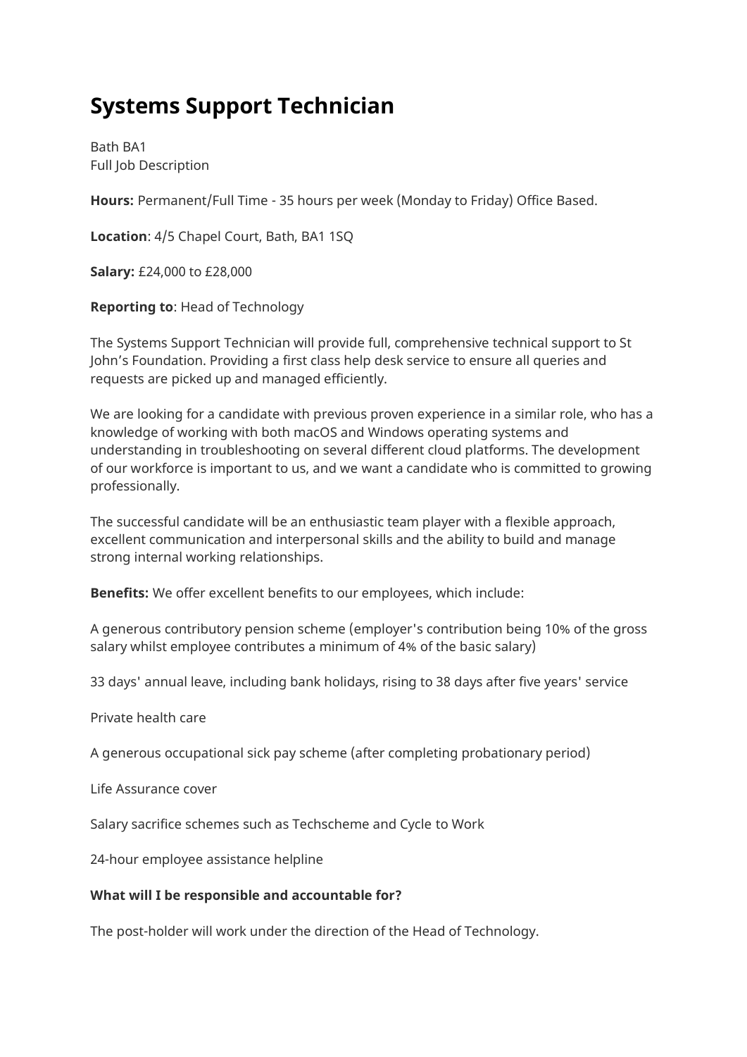# Systems Support Technician

Bath BA1
Full Job Description

**Hours:** Permanent/Full Time - 35 hours per week (Monday to Friday) Office Based.

**Location**: 4/5 Chapel Court, Bath, BA1 1SQ

**Salary:** £24,000 to £28,000

**Reporting to**: Head of Technology

The Systems Support Technician will provide full, comprehensive technical support to St John's Foundation. Providing a first class help desk service to ensure all queries and requests are picked up and managed efficiently.

We are looking for a candidate with previous proven experience in a similar role, who has a knowledge of working with both macOS and Windows operating systems and understanding in troubleshooting on several different cloud platforms. The development of our workforce is important to us, and we want a candidate who is committed to growing professionally.

The successful candidate will be an enthusiastic team player with a flexible approach, excellent communication and interpersonal skills and the ability to build and manage strong internal working relationships.

**Benefits:** We offer excellent benefits to our employees, which include:

A generous contributory pension scheme (employer's contribution being 10% of the gross salary whilst employee contributes a minimum of 4% of the basic salary)

33 days' annual leave, including bank holidays, rising to 38 days after five years' service

Private health care

A generous occupational sick pay scheme (after completing probationary period)

Life Assurance cover

Salary sacrifice schemes such as Techscheme and Cycle to Work

24-hour employee assistance helpline

**What will I be responsible and accountable for?**

The post-holder will work under the direction of the Head of Technology.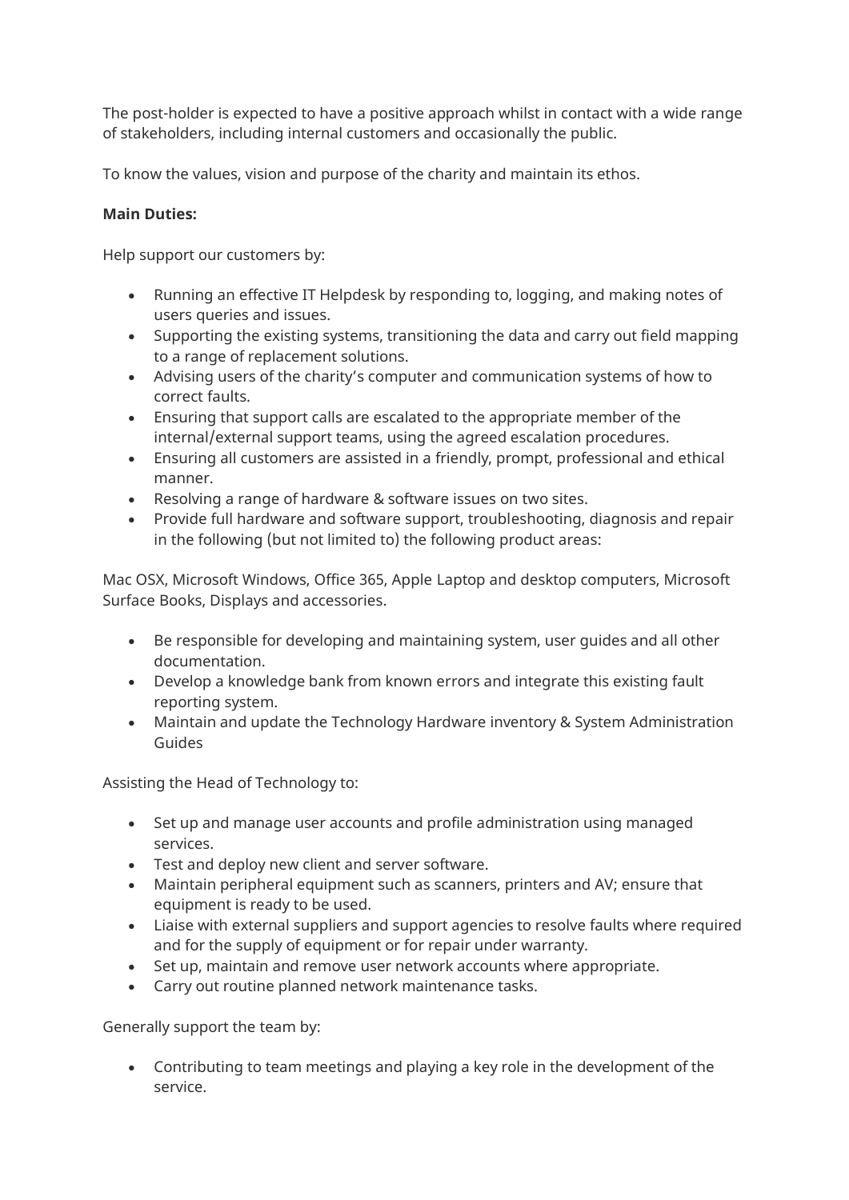The post-holder is expected to have a positive approach whilst in contact with a wide range of stakeholders, including internal customers and occasionally the public.

To know the values, vision and purpose of the charity and maintain its ethos.

**Main Duties:**

Help support our customers by:

- Running an effective IT Helpdesk by responding to, logging, and making notes of users queries and issues.
- Supporting the existing systems, transitioning the data and carry out field mapping to a range of replacement solutions.
- Advising users of the charity's computer and communication systems of how to correct faults.
- Ensuring that support calls are escalated to the appropriate member of the internal/external support teams, using the agreed escalation procedures.
- Ensuring all customers are assisted in a friendly, prompt, professional and ethical manner.
- Resolving a range of hardware & software issues on two sites.
- Provide full hardware and software support, troubleshooting, diagnosis and repair in the following (but not limited to) the following product areas:

Mac OSX, Microsoft Windows, Office 365, Apple Laptop and desktop computers, Microsoft Surface Books, Displays and accessories.

- Be responsible for developing and maintaining system, user guides and all other documentation.
- Develop a knowledge bank from known errors and integrate this existing fault reporting system.
- Maintain and update the Technology Hardware inventory & System Administration Guides

Assisting the Head of Technology to:

- Set up and manage user accounts and profile administration using managed services.
- Test and deploy new client and server software.
- Maintain peripheral equipment such as scanners, printers and AV; ensure that equipment is ready to be used.
- Liaise with external suppliers and support agencies to resolve faults where required and for the supply of equipment or for repair under warranty.
- Set up, maintain and remove user network accounts where appropriate.
- Carry out routine planned network maintenance tasks.

Generally support the team by:

- Contributing to team meetings and playing a key role in the development of the service.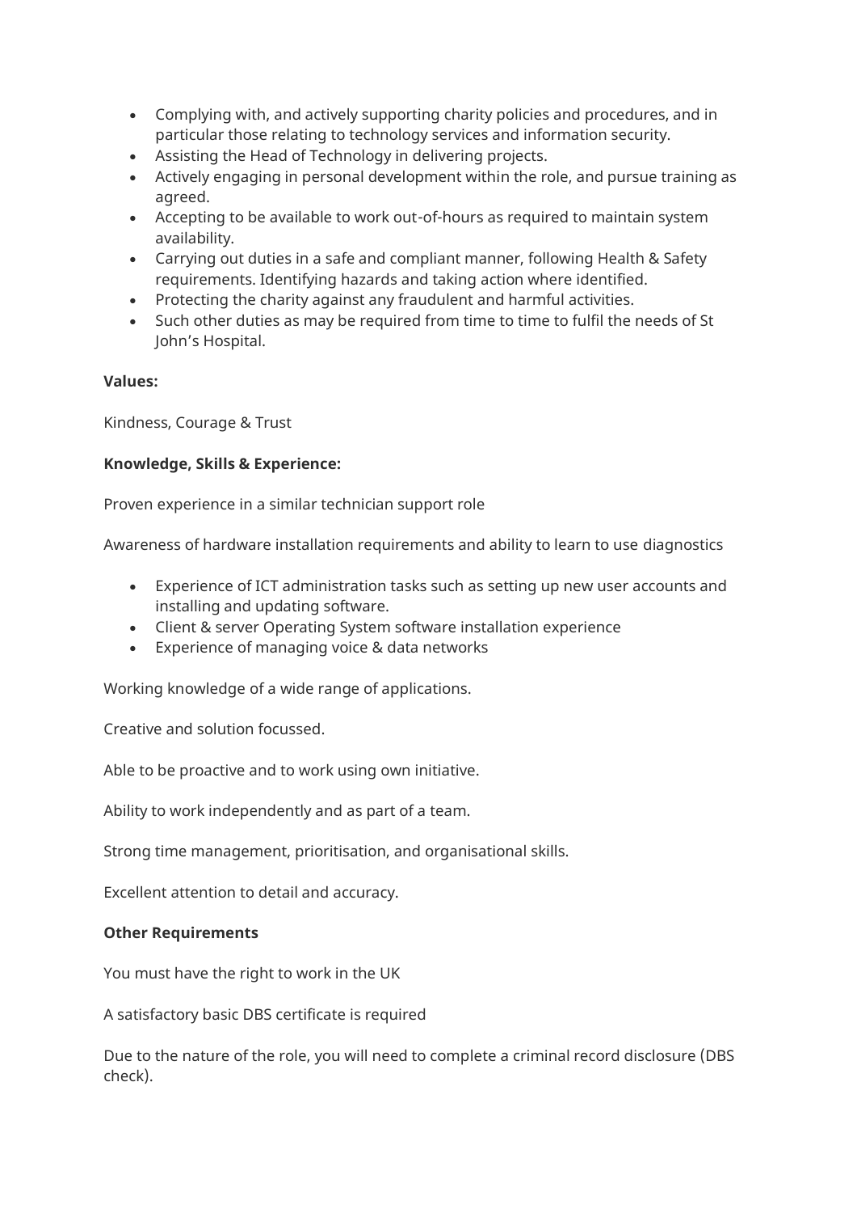- Complying with, and actively supporting charity policies and procedures, and in particular those relating to technology services and information security.
- Assisting the Head of Technology in delivering projects.
- Actively engaging in personal development within the role, and pursue training as agreed.
- Accepting to be available to work out-of-hours as required to maintain system availability.
- Carrying out duties in a safe and compliant manner, following Health & Safety requirements. Identifying hazards and taking action where identified.
- Protecting the charity against any fraudulent and harmful activities.
- Such other duties as may be required from time to time to fulfil the needs of St John's Hospital.

**Values:**

Kindness, Courage & Trust

**Knowledge, Skills & Experience:**

Proven experience in a similar technician support role

Awareness of hardware installation requirements and ability to learn to use diagnostics

- Experience of ICT administration tasks such as setting up new user accounts and installing and updating software.
- Client & server Operating System software installation experience
- Experience of managing voice & data networks

Working knowledge of a wide range of applications.

Creative and solution focussed.

Able to be proactive and to work using own initiative.

Ability to work independently and as part of a team.

Strong time management, prioritisation, and organisational skills.

Excellent attention to detail and accuracy.

**Other Requirements**

You must have the right to work in the UK

A satisfactory basic DBS certificate is required

Due to the nature of the role, you will need to complete a criminal record disclosure (DBS check).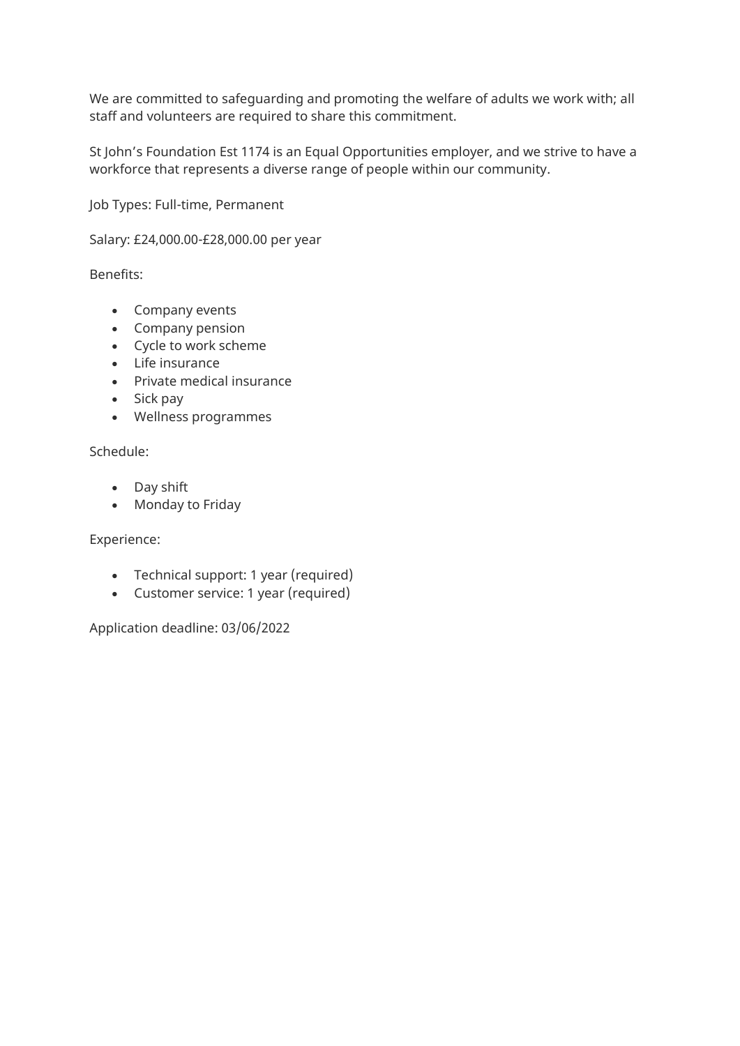We are committed to safeguarding and promoting the welfare of adults we work with; all staff and volunteers are required to share this commitment.

St John's Foundation Est 1174 is an Equal Opportunities employer, and we strive to have a workforce that represents a diverse range of people within our community.

Job Types: Full-time, Permanent

Salary: £24,000.00-£28,000.00 per year

Benefits:

- Company events
- Company pension
- Cycle to work scheme
- Life insurance
- Private medical insurance
- Sick pay
- Wellness programmes

Schedule:

- Day shift
- Monday to Friday

Experience:

- Technical support: 1 year (required)
- Customer service: 1 year (required)

Application deadline: 03/06/2022